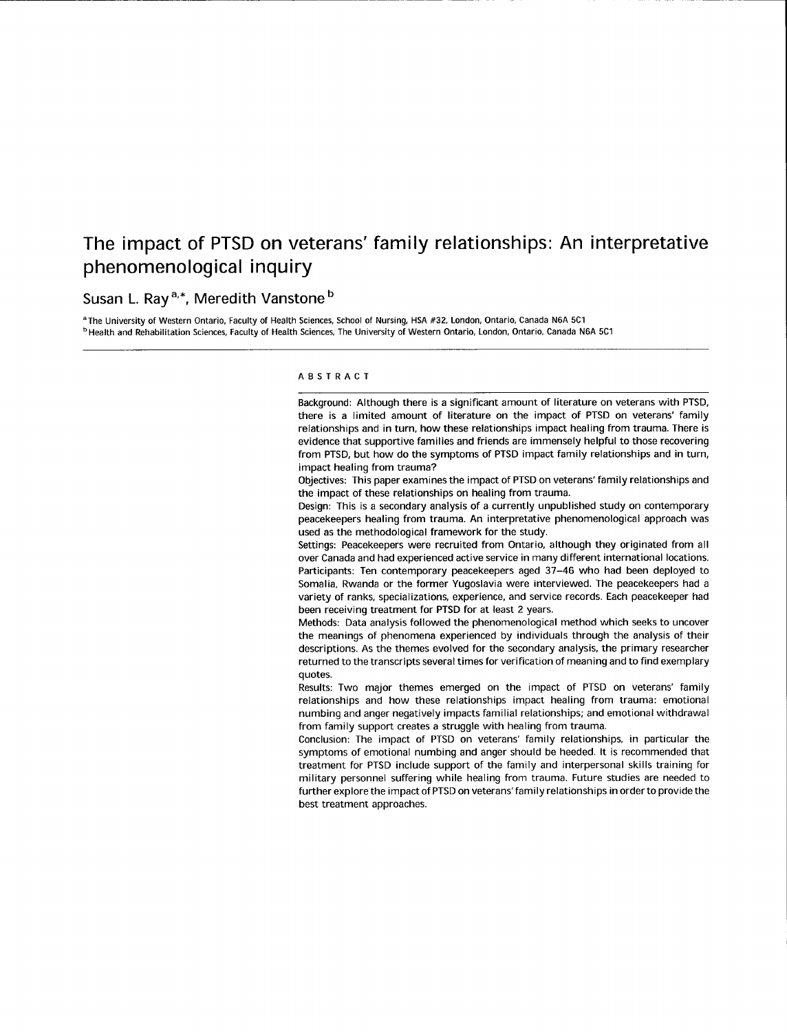# The impact of PTSD on veterans' family relationships: An interpretative phenomenological inquiry

Susan L. Ray [a,*], Meredith Vanstone [b]

[a] The University of Western Ontario, Faculty of Health Sciences, School of Nursing, HSA #32, London, Ontario, Canada N6A 5C1
[b] Health and Rehabilitation Sciences, Faculty of Health Sciences, The University of Western Ontario, London, Ontario, Canada N6A 5C1

## ABSTRACT

Background: Although there is a significant amount of literature on veterans with PTSD, there is a limited amount of literature on the impact of PTSD on veterans' family relationships and in turn, how these relationships impact healing from trauma. There is evidence that supportive families and friends are immensely helpful to those recovering from PTSD, but how do the symptoms of PTSD impact family relationships and in turn, impact healing from trauma?

Objectives: This paper examines the impact of PTSD on veterans' family relationships and the impact of these relationships on healing from trauma.

Design: This is a secondary analysis of a currently unpublished study on contemporary peacekeepers healing from trauma. An interpretative phenomenological approach was used as the methodological framework for the study.

Settings: Peacekeepers were recruited from Ontario, although they originated from all over Canada and had experienced active service in many different international locations.

Participants: Ten contemporary peacekeepers aged 37–46 who had been deployed to Somalia, Rwanda or the former Yugoslavia were interviewed. The peacekeepers had a variety of ranks, specializations, experience, and service records. Each peacekeeper had been receiving treatment for PTSD for at least 2 years.

Methods: Data analysis followed the phenomenological method which seeks to uncover the meanings of phenomena experienced by individuals through the analysis of their descriptions. As the themes evolved for the secondary analysis, the primary researcher returned to the transcripts several times for verification of meaning and to find exemplary quotes.

Results: Two major themes emerged on the impact of PTSD on veterans' family relationships and how these relationships impact healing from trauma: emotional numbing and anger negatively impacts familial relationships; and emotional withdrawal from family support creates a struggle with healing from trauma.

Conclusion: The impact of PTSD on veterans' family relationships, in particular the symptoms of emotional numbing and anger should be heeded. It is recommended that treatment for PTSD include support of the family and interpersonal skills training for military personnel suffering while healing from trauma. Future studies are needed to further explore the impact of PTSD on veterans' family relationships in order to provide the best treatment approaches.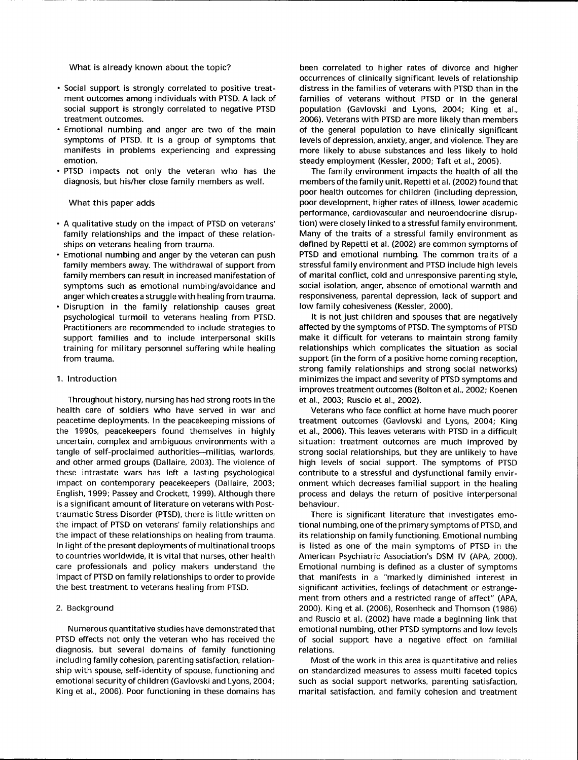What is already known about the topic?

- Social support is strongly correlated to positive treatment outcomes among individuals with PTSD. A lack of social support is strongly correlated to negative PTSD treatment outcomes.
- Emotional numbing and anger are two of the main symptoms of PTSD. It is a group of symptoms that manifests in problems experiencing and expressing emotion.
- PTSD impacts not only the veteran who has the diagnosis, but his/her close family members as well.

What this paper adds

- A qualitative study on the impact of PTSD on veterans' family relationships and the impact of these relationships on veterans healing from trauma.
- Emotional numbing and anger by the veteran can push family members away. The withdrawal of support from family members can result in increased manifestation of symptoms such as emotional numbing/avoidance and anger which creates a struggle with healing from trauma.
- Disruption in the family relationship causes great psychological turmoil to veterans healing from PTSD. Practitioners are recommended to include strategies to support families and to include interpersonal skills training for military personnel suffering while healing from trauma.

## 1. Introduction

Throughout history, nursing has had strong roots in the health care of soldiers who have served in war and peacetime deployments. In the peacekeeping missions of the 1990s, peacekeepers found themselves in highly uncertain, complex and ambiguous environments with a tangle of self-proclaimed authorities—militias, warlords, and other armed groups (Dallaire, 2003). The violence of these intrastate wars has left a lasting psychological impact on contemporary peacekeepers (Dallaire, 2003; English, 1999; Passey and Crockett, 1999). Although there is a significant amount of literature on veterans with Post-traumatic Stress Disorder (PTSD), there is little written on the impact of PTSD on veterans' family relationships and the impact of these relationships on healing from trauma. In light of the present deployments of multinational troops to countries worldwide, it is vital that nurses, other health care professionals and policy makers understand the impact of PTSD on family relationships to order to provide the best treatment to veterans healing from PTSD.

## 2. Background

Numerous quantitative studies have demonstrated that PTSD effects not only the veteran who has received the diagnosis, but several domains of family functioning including family cohesion, parenting satisfaction, relationship with spouse, self-identity of spouse, functioning and emotional security of children (Gavlovski and Lyons, 2004; King et al., 2006). Poor functioning in these domains has been correlated to higher rates of divorce and higher occurrences of clinically significant levels of relationship distress in the families of veterans with PTSD than in the families of veterans without PTSD or in the general population (Gavlovski and Lyons, 2004; King et al., 2006). Veterans with PTSD are more likely than members of the general population to have clinically significant levels of depression, anxiety, anger, and violence. They are more likely to abuse substances and less likely to hold steady employment (Kessler, 2000; Taft et al., 2005).

The family environment impacts the health of all the members of the family unit. Repetti et al. (2002) found that poor health outcomes for children (including depression, poor development, higher rates of illness, lower academic performance, cardiovascular and neuroendocrine disruption) were closely linked to a stressful family environment. Many of the traits of a stressful family environment as defined by Repetti et al. (2002) are common symptoms of PTSD and emotional numbing. The common traits of a stressful family environment and PTSD include high levels of marital conflict, cold and unresponsive parenting style, social isolation, anger, absence of emotional warmth and responsiveness, parental depression, lack of support and low family cohesiveness (Kessler, 2000).

It is not just children and spouses that are negatively affected by the symptoms of PTSD. The symptoms of PTSD make it difficult for veterans to maintain strong family relationships which complicates the situation as social support (in the form of a positive home coming reception, strong family relationships and strong social networks) minimizes the impact and severity of PTSD symptoms and improves treatment outcomes (Bolton et al., 2002; Koenen et al., 2003; Ruscio et al., 2002).

Veterans who face conflict at home have much poorer treatment outcomes (Gavlovski and Lyons, 2004; King et al., 2006). This leaves veterans with PTSD in a difficult situation: treatment outcomes are much improved by strong social relationships, but they are unlikely to have high levels of social support. The symptoms of PTSD contribute to a stressful and dysfunctional family environment which decreases familial support in the healing process and delays the return of positive interpersonal behaviour.

There is significant literature that investigates emotional numbing, one of the primary symptoms of PTSD, and its relationship on family functioning. Emotional numbing is listed as one of the main symptoms of PTSD in the American Psychiatric Association's DSM IV (APA, 2000). Emotional numbing is defined as a cluster of symptoms that manifests in a "markedly diminished interest in significant activities, feelings of detachment or estrangement from others and a restricted range of affect" (APA, 2000). King et al. (2006), Rosenheck and Thomson (1986) and Ruscio et al. (2002) have made a beginning link that emotional numbing, other PTSD symptoms and low levels of social support have a negative effect on familial relations.

Most of the work in this area is quantitative and relies on standardized measures to assess multi faceted topics such as social support networks, parenting satisfaction, marital satisfaction, and family cohesion and treatment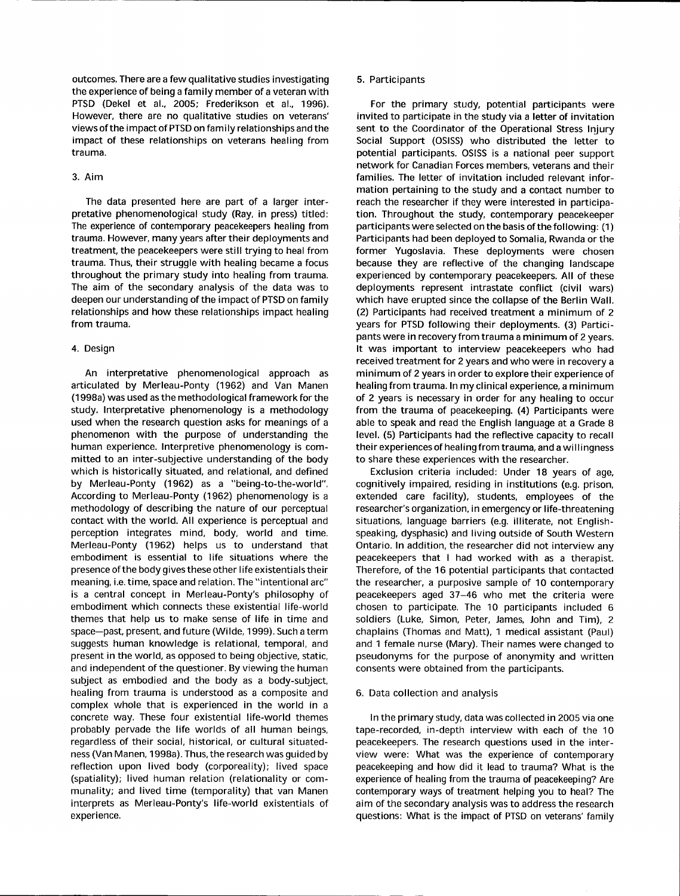outcomes. There are a few qualitative studies investigating the experience of being a family member of a veteran with PTSD (Dekel et al., 2005; Frederikson et al., 1996). However, there are no qualitative studies on veterans' views of the impact of PTSD on family relationships and the impact of these relationships on veterans healing from trauma.

## 3. Aim

The data presented here are part of a larger interpretative phenomenological study (Ray, in press) titled: The experience of contemporary peacekeepers healing from trauma. However, many years after their deployments and treatment, the peacekeepers were still trying to heal from trauma. Thus, their struggle with healing became a focus throughout the primary study into healing from trauma. The aim of the secondary analysis of the data was to deepen our understanding of the impact of PTSD on family relationships and how these relationships impact healing from trauma.

## 4. Design

An interpretative phenomenological approach as articulated by Merleau-Ponty (1962) and Van Manen (1998a) was used as the methodological framework for the study. Interpretative phenomenology is a methodology used when the research question asks for meanings of a phenomenon with the purpose of understanding the human experience. Interpretive phenomenology is committed to an inter-subjective understanding of the body which is historically situated, and relational, and defined by Merleau-Ponty (1962) as a "being-to-the-world". According to Merleau-Ponty (1962) phenomenology is a methodology of describing the nature of our perceptual contact with the world. All experience is perceptual and perception integrates mind, body, world and time. Merleau-Ponty (1962) helps us to understand that embodiment is essential to life situations where the presence of the body gives these other life existentials their meaning, i.e. time, space and relation. The "intentional arc" is a central concept in Merleau-Ponty's philosophy of embodiment which connects these existential life-world themes that help us to make sense of life in time and space—past, present, and future (Wilde, 1999). Such a term suggests human knowledge is relational, temporal, and present in the world, as opposed to being objective, static, and independent of the questioner. By viewing the human subject as embodied and the body as a body-subject, healing from trauma is understood as a composite and complex whole that is experienced in the world in a concrete way. These four existential life-world themes probably pervade the life worlds of all human beings, regardless of their social, historical, or cultural situatedness (Van Manen, 1998a). Thus, the research was guided by reflection upon lived body (corporeality); lived space (spatiality); lived human relation (relationality or communality); and lived time (temporality) that van Manen interprets as Merleau-Ponty's life-world existentials of experience.

## 5. Participants

For the primary study, potential participants were invited to participate in the study via a letter of invitation sent to the Coordinator of the Operational Stress Injury Social Support (OSISS) who distributed the letter to potential participants. OSISS is a national peer support network for Canadian Forces members, veterans and their families. The letter of invitation included relevant information pertaining to the study and a contact number to reach the researcher if they were interested in participation. Throughout the study, contemporary peacekeeper participants were selected on the basis of the following: (1) Participants had been deployed to Somalia, Rwanda or the former Yugoslavia. These deployments were chosen because they are reflective of the changing landscape experienced by contemporary peacekeepers. All of these deployments represent intrastate conflict (civil wars) which have erupted since the collapse of the Berlin Wall. (2) Participants had received treatment a minimum of 2 years for PTSD following their deployments. (3) Participants were in recovery from trauma a minimum of 2 years. It was important to interview peacekeepers who had received treatment for 2 years and who were in recovery a minimum of 2 years in order to explore their experience of healing from trauma. In my clinical experience, a minimum of 2 years is necessary in order for any healing to occur from the trauma of peacekeeping. (4) Participants were able to speak and read the English language at a Grade 8 level. (5) Participants had the reflective capacity to recall their experiences of healing from trauma, and a willingness to share these experiences with the researcher.

Exclusion criteria included: Under 18 years of age, cognitively impaired, residing in institutions (e.g. prison, extended care facility), students, employees of the researcher's organization, in emergency or life-threatening situations, language barriers (e.g. illiterate, not English-speaking, dysphasic) and living outside of South Western Ontario. In addition, the researcher did not interview any peacekeepers that I had worked with as a therapist. Therefore, of the 16 potential participants that contacted the researcher, a purposive sample of 10 contemporary peacekeepers aged 37–46 who met the criteria were chosen to participate. The 10 participants included 6 soldiers (Luke, Simon, Peter, James, John and Tim), 2 chaplains (Thomas and Matt), 1 medical assistant (Paul) and 1 female nurse (Mary). Their names were changed to pseudonyms for the purpose of anonymity and written consents were obtained from the participants.

## 6. Data collection and analysis

In the primary study, data was collected in 2005 via one tape-recorded, in-depth interview with each of the 10 peacekeepers. The research questions used in the interview were: What was the experience of contemporary peacekeeping and how did it lead to trauma? What is the experience of healing from the trauma of peacekeeping? Are contemporary ways of treatment helping you to heal? The aim of the secondary analysis was to address the research questions: What is the impact of PTSD on veterans' family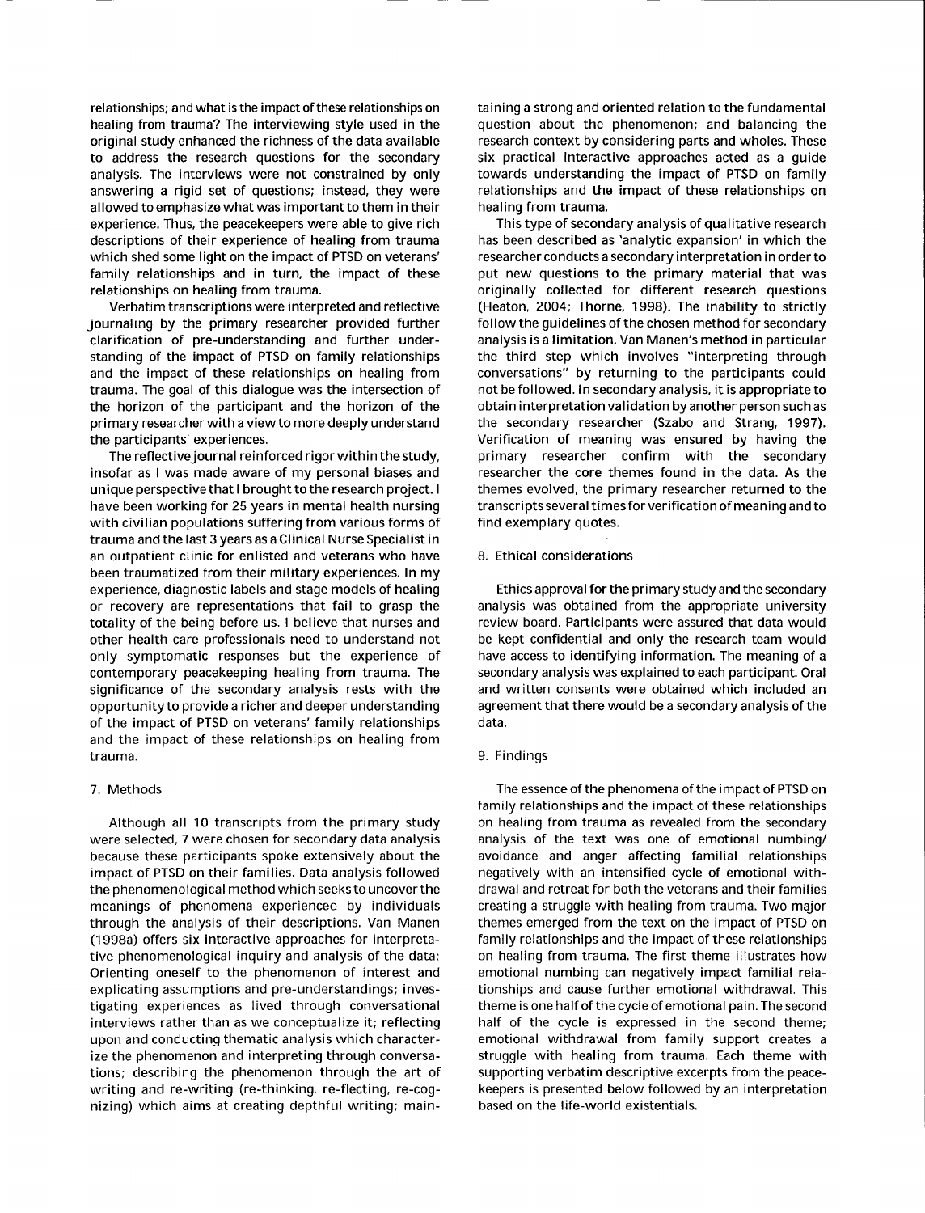relationships; and what is the impact of these relationships on healing from trauma? The interviewing style used in the original study enhanced the richness of the data available to address the research questions for the secondary analysis. The interviews were not constrained by only answering a rigid set of questions; instead, they were allowed to emphasize what was important to them in their experience. Thus, the peacekeepers were able to give rich descriptions of their experience of healing from trauma which shed some light on the impact of PTSD on veterans' family relationships and in turn, the impact of these relationships on healing from trauma.

Verbatim transcriptions were interpreted and reflective journaling by the primary researcher provided further clarification of pre-understanding and further understanding of the impact of PTSD on family relationships and the impact of these relationships on healing from trauma. The goal of this dialogue was the intersection of the horizon of the participant and the horizon of the primary researcher with a view to more deeply understand the participants' experiences.

The reflective journal reinforced rigor within the study, insofar as I was made aware of my personal biases and unique perspective that I brought to the research project. I have been working for 25 years in mental health nursing with civilian populations suffering from various forms of trauma and the last 3 years as a Clinical Nurse Specialist in an outpatient clinic for enlisted and veterans who have been traumatized from their military experiences. In my experience, diagnostic labels and stage models of healing or recovery are representations that fail to grasp the totality of the being before us. I believe that nurses and other health care professionals need to understand not only symptomatic responses but the experience of contemporary peacekeeping healing from trauma. The significance of the secondary analysis rests with the opportunity to provide a richer and deeper understanding of the impact of PTSD on veterans' family relationships and the impact of these relationships on healing from trauma.

## 7. Methods

Although all 10 transcripts from the primary study were selected, 7 were chosen for secondary data analysis because these participants spoke extensively about the impact of PTSD on their families. Data analysis followed the phenomenological method which seeks to uncover the meanings of phenomena experienced by individuals through the analysis of their descriptions. Van Manen (1998a) offers six interactive approaches for interpretative phenomenological inquiry and analysis of the data: Orienting oneself to the phenomenon of interest and explicating assumptions and pre-understandings; investigating experiences as lived through conversational interviews rather than as we conceptualize it; reflecting upon and conducting thematic analysis which characterize the phenomenon and interpreting through conversations; describing the phenomenon through the art of writing and re-writing (re-thinking, re-flecting, re-cognizing) which aims at creating depthful writing; maintaining a strong and oriented relation to the fundamental question about the phenomenon; and balancing the research context by considering parts and wholes. These six practical interactive approaches acted as a guide towards understanding the impact of PTSD on family relationships and the impact of these relationships on healing from trauma.

This type of secondary analysis of qualitative research has been described as 'analytic expansion' in which the researcher conducts a secondary interpretation in order to put new questions to the primary material that was originally collected for different research questions (Heaton, 2004; Thorne, 1998). The inability to strictly follow the guidelines of the chosen method for secondary analysis is a limitation. Van Manen's method in particular the third step which involves "interpreting through conversations" by returning to the participants could not be followed. In secondary analysis, it is appropriate to obtain interpretation validation by another person such as the secondary researcher (Szabo and Strang, 1997). Verification of meaning was ensured by having the primary researcher confirm with the secondary researcher the core themes found in the data. As the themes evolved, the primary researcher returned to the transcripts several times for verification of meaning and to find exemplary quotes.

## 8. Ethical considerations

Ethics approval for the primary study and the secondary analysis was obtained from the appropriate university review board. Participants were assured that data would be kept confidential and only the research team would have access to identifying information. The meaning of a secondary analysis was explained to each participant. Oral and written consents were obtained which included an agreement that there would be a secondary analysis of the data.

## 9. Findings

The essence of the phenomena of the impact of PTSD on family relationships and the impact of these relationships on healing from trauma as revealed from the secondary analysis of the text was one of emotional numbing/avoidance and anger affecting familial relationships negatively with an intensified cycle of emotional withdrawal and retreat for both the veterans and their families creating a struggle with healing from trauma. Two major themes emerged from the text on the impact of PTSD on family relationships and the impact of these relationships on healing from trauma. The first theme illustrates how emotional numbing can negatively impact familial relationships and cause further emotional withdrawal. This theme is one half of the cycle of emotional pain. The second half of the cycle is expressed in the second theme; emotional withdrawal from family support creates a struggle with healing from trauma. Each theme with supporting verbatim descriptive excerpts from the peacekeepers is presented below followed by an interpretation based on the life-world existentials.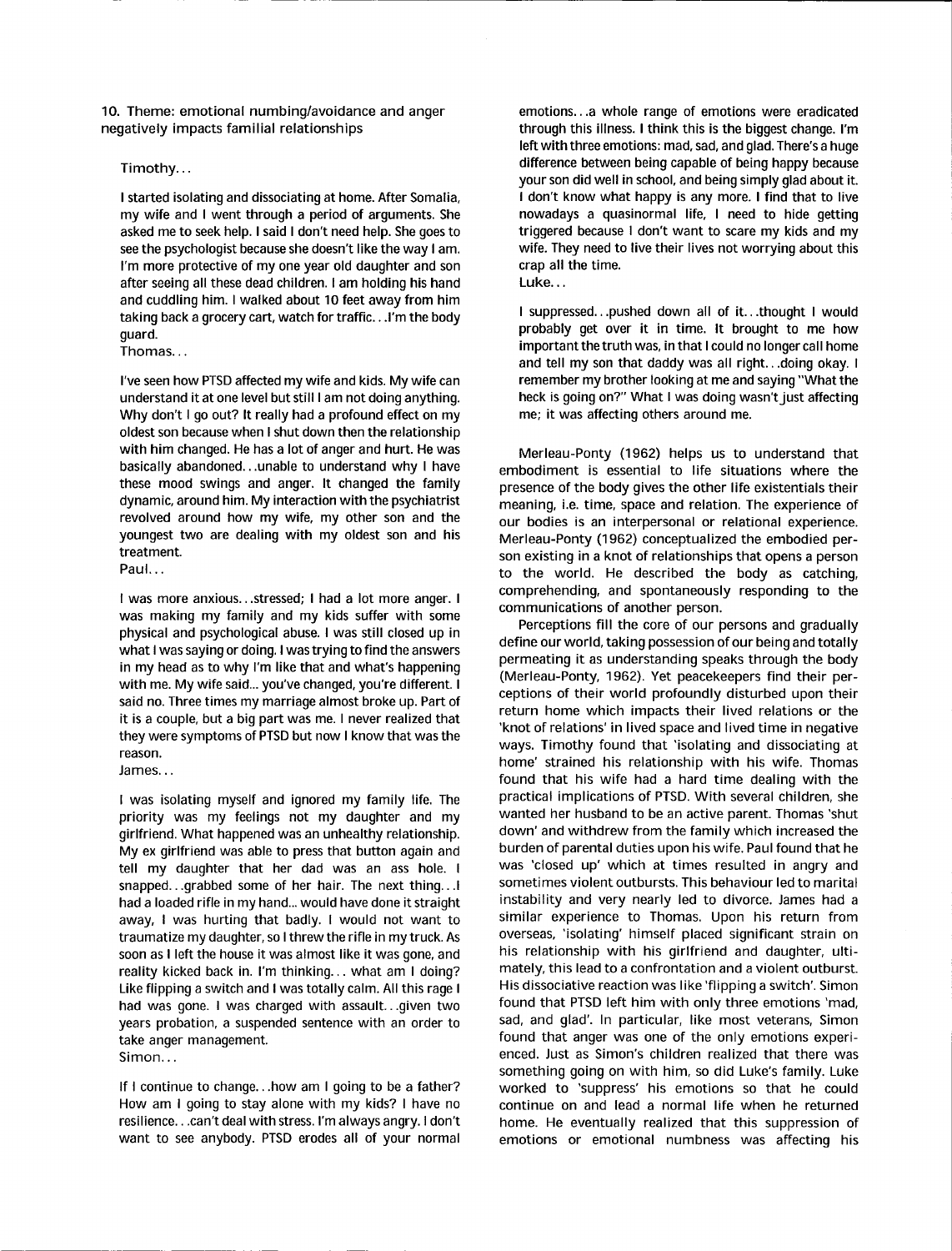10. Theme: emotional numbing/avoidance and anger negatively impacts familial relationships

Timothy…

I started isolating and dissociating at home. After Somalia, my wife and I went through a period of arguments. She asked me to seek help. I said I don't need help. She goes to see the psychologist because she doesn't like the way I am. I'm more protective of my one year old daughter and son after seeing all these dead children. I am holding his hand and cuddling him. I walked about 10 feet away from him taking back a grocery cart, watch for traffic…I'm the body guard.

Thomas…

I've seen how PTSD affected my wife and kids. My wife can understand it at one level but still I am not doing anything. Why don't I go out? It really had a profound effect on my oldest son because when I shut down then the relationship with him changed. He has a lot of anger and hurt. He was basically abandoned…unable to understand why I have these mood swings and anger. It changed the family dynamic, around him. My interaction with the psychiatrist revolved around how my wife, my other son and the youngest two are dealing with my oldest son and his treatment.

Paul…

I was more anxious…stressed; I had a lot more anger. I was making my family and my kids suffer with some physical and psychological abuse. I was still closed up in what I was saying or doing. I was trying to find the answers in my head as to why I'm like that and what's happening with me. My wife said... you've changed, you're different. I said no. Three times my marriage almost broke up. Part of it is a couple, but a big part was me. I never realized that they were symptoms of PTSD but now I know that was the reason.

James…

I was isolating myself and ignored my family life. The priority was my feelings not my daughter and my girlfriend. What happened was an unhealthy relationship. My ex girlfriend was able to press that button again and tell my daughter that her dad was an ass hole. I snapped…grabbed some of her hair. The next thing…I had a loaded rifle in my hand... would have done it straight away, I was hurting that badly. I would not want to traumatize my daughter, so I threw the rifle in my truck. As soon as I left the house it was almost like it was gone, and reality kicked back in. I'm thinking… what am I doing? Like flipping a switch and I was totally calm. All this rage I had was gone. I was charged with assault…given two years probation, a suspended sentence with an order to take anger management.

Simon…

If I continue to change…how am I going to be a father? How am I going to stay alone with my kids? I have no resilience…can't deal with stress. I'm always angry. I don't want to see anybody. PTSD erodes all of your normal emotions…a whole range of emotions were eradicated through this illness. I think this is the biggest change. I'm left with three emotions: mad, sad, and glad. There's a huge difference between being capable of being happy because your son did well in school, and being simply glad about it. I don't know what happy is any more. I find that to live nowadays a quasinormal life, I need to hide getting triggered because I don't want to scare my kids and my wife. They need to live their lives not worrying about this crap all the time.

Luke…

I suppressed…pushed down all of it…thought I would probably get over it in time. It brought to me how important the truth was, in that I could no longer call home and tell my son that daddy was all right…doing okay. I remember my brother looking at me and saying "What the heck is going on?" What I was doing wasn't just affecting me; it was affecting others around me.

Merleau-Ponty (1962) helps us to understand that embodiment is essential to life situations where the presence of the body gives the other life existentials their meaning, i.e. time, space and relation. The experience of our bodies is an interpersonal or relational experience. Merleau-Ponty (1962) conceptualized the embodied person existing in a knot of relationships that opens a person to the world. He described the body as catching, comprehending, and spontaneously responding to the communications of another person.

Perceptions fill the core of our persons and gradually define our world, taking possession of our being and totally permeating it as understanding speaks through the body (Merleau-Ponty, 1962). Yet peacekeepers find their perceptions of their world profoundly disturbed upon their return home which impacts their lived relations or the 'knot of relations' in lived space and lived time in negative ways. Timothy found that 'isolating and dissociating at home' strained his relationship with his wife. Thomas found that his wife had a hard time dealing with the practical implications of PTSD. With several children, she wanted her husband to be an active parent. Thomas 'shut down' and withdrew from the family which increased the burden of parental duties upon his wife. Paul found that he was 'closed up' which at times resulted in angry and sometimes violent outbursts. This behaviour led to marital instability and very nearly led to divorce. James had a similar experience to Thomas. Upon his return from overseas, 'isolating' himself placed significant strain on his relationship with his girlfriend and daughter, ultimately, this lead to a confrontation and a violent outburst. His dissociative reaction was like 'flipping a switch'. Simon found that PTSD left him with only three emotions 'mad, sad, and glad'. In particular, like most veterans, Simon found that anger was one of the only emotions experienced. Just as Simon's children realized that there was something going on with him, so did Luke's family. Luke worked to 'suppress' his emotions so that he could continue on and lead a normal life when he returned home. He eventually realized that this suppression of emotions or emotional numbness was affecting his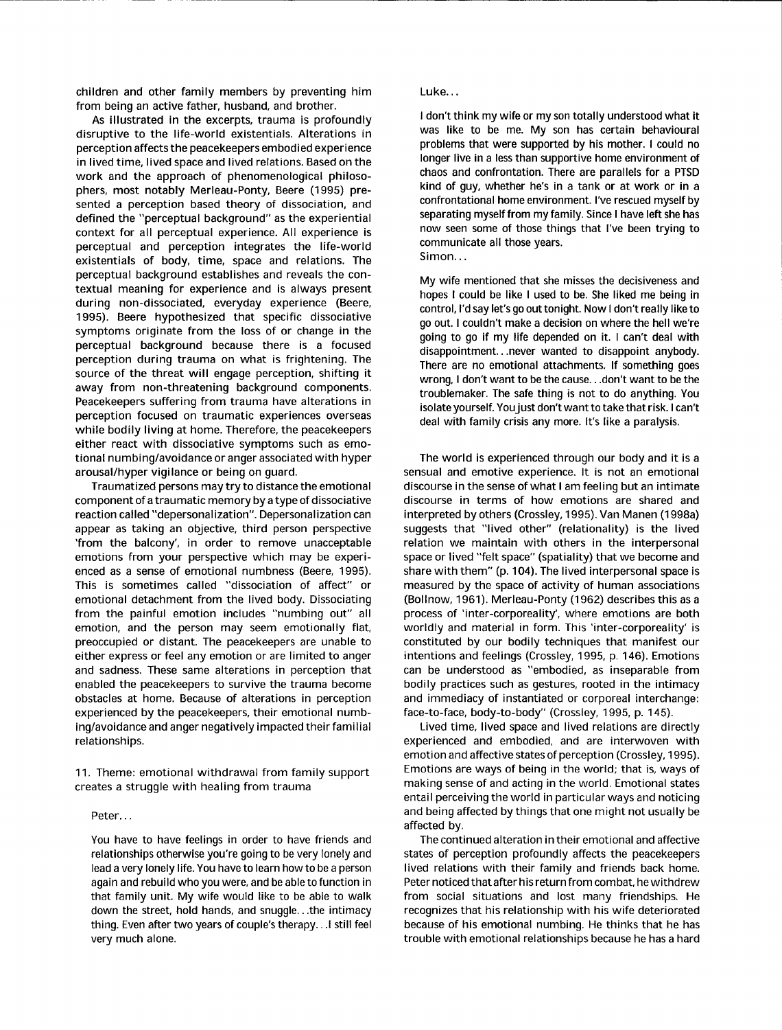children and other family members by preventing him from being an active father, husband, and brother.

As illustrated in the excerpts, trauma is profoundly disruptive to the life-world existentials. Alterations in perception affects the peacekeepers embodied experience in lived time, lived space and lived relations. Based on the work and the approach of phenomenological philosophers, most notably Merleau-Ponty, Beere (1995) presented a perception based theory of dissociation, and defined the "perceptual background" as the experiential context for all perceptual experience. All experience is perceptual and perception integrates the life-world existentials of body, time, space and relations. The perceptual background establishes and reveals the contextual meaning for experience and is always present during non-dissociated, everyday experience (Beere, 1995). Beere hypothesized that specific dissociative symptoms originate from the loss of or change in the perceptual background because there is a focused perception during trauma on what is frightening. The source of the threat will engage perception, shifting it away from non-threatening background components. Peacekeepers suffering from trauma have alterations in perception focused on traumatic experiences overseas while bodily living at home. Therefore, the peacekeepers either react with dissociative symptoms such as emotional numbing/avoidance or anger associated with hyper arousal/hyper vigilance or being on guard.

Traumatized persons may try to distance the emotional component of a traumatic memory by a type of dissociative reaction called "depersonalization". Depersonalization can appear as taking an objective, third person perspective 'from the balcony', in order to remove unacceptable emotions from your perspective which may be experienced as a sense of emotional numbness (Beere, 1995). This is sometimes called "dissociation of affect" or emotional detachment from the lived body. Dissociating from the painful emotion includes "numbing out" all emotion, and the person may seem emotionally flat, preoccupied or distant. The peacekeepers are unable to either express or feel any emotion or are limited to anger and sadness. These same alterations in perception that enabled the peacekeepers to survive the trauma become obstacles at home. Because of alterations in perception experienced by the peacekeepers, their emotional numbing/avoidance and anger negatively impacted their familial relationships.

## 11. Theme: emotional withdrawal from family support creates a struggle with healing from trauma

Peter...

> You have to have feelings in order to have friends and relationships otherwise you're going to be very lonely and lead a very lonely life. You have to learn how to be a person again and rebuild who you were, and be able to function in that family unit. My wife would like to be able to walk down the street, hold hands, and snuggle...the intimacy thing. Even after two years of couple's therapy...I still feel very much alone.

Luke...

> I don't think my wife or my son totally understood what it was like to be me. My son has certain behavioural problems that were supported by his mother. I could no longer live in a less than supportive home environment of chaos and confrontation. There are parallels for a PTSD kind of guy, whether he's in a tank or at work or in a confrontational home environment. I've rescued myself by separating myself from my family. Since I have left she has now seen some of those things that I've been trying to communicate all those years.

Simon...

> My wife mentioned that she misses the decisiveness and hopes I could be like I used to be. She liked me being in control, I'd say let's go out tonight. Now I don't really like to go out. I couldn't make a decision on where the hell we're going to go if my life depended on it. I can't deal with disappointment...never wanted to disappoint anybody. There are no emotional attachments. If something goes wrong, I don't want to be the cause...don't want to be the troublemaker. The safe thing is not to do anything. You isolate yourself. You just don't want to take that risk. I can't deal with family crisis any more. It's like a paralysis.

The world is experienced through our body and it is a sensual and emotive experience. It is not an emotional discourse in the sense of what I am feeling but an intimate discourse in terms of how emotions are shared and interpreted by others (Crossley, 1995). Van Manen (1998a) suggests that "lived other" (relationality) is the lived relation we maintain with others in the interpersonal space or lived "felt space" (spatiality) that we become and share with them" (p. 104). The lived interpersonal space is measured by the space of activity of human associations (Bollnow, 1961). Merleau-Ponty (1962) describes this as a process of 'inter-corporeality', where emotions are both worldly and material in form. This 'inter-corporeality' is constituted by our bodily techniques that manifest our intentions and feelings (Crossley, 1995, p. 146). Emotions can be understood as "embodied, as inseparable from bodily practices such as gestures, rooted in the intimacy and immediacy of instantiated or corporeal interchange: face-to-face, body-to-body" (Crossley, 1995, p. 145).

Lived time, lived space and lived relations are directly experienced and embodied, and are interwoven with emotion and affective states of perception (Crossley, 1995). Emotions are ways of being in the world; that is, ways of making sense of and acting in the world. Emotional states entail perceiving the world in particular ways and noticing and being affected by things that one might not usually be affected by.

The continued alteration in their emotional and affective states of perception profoundly affects the peacekeepers lived relations with their family and friends back home. Peter noticed that after his return from combat, he withdrew from social situations and lost many friendships. He recognizes that his relationship with his wife deteriorated because of his emotional numbing. He thinks that he has trouble with emotional relationships because he has a hard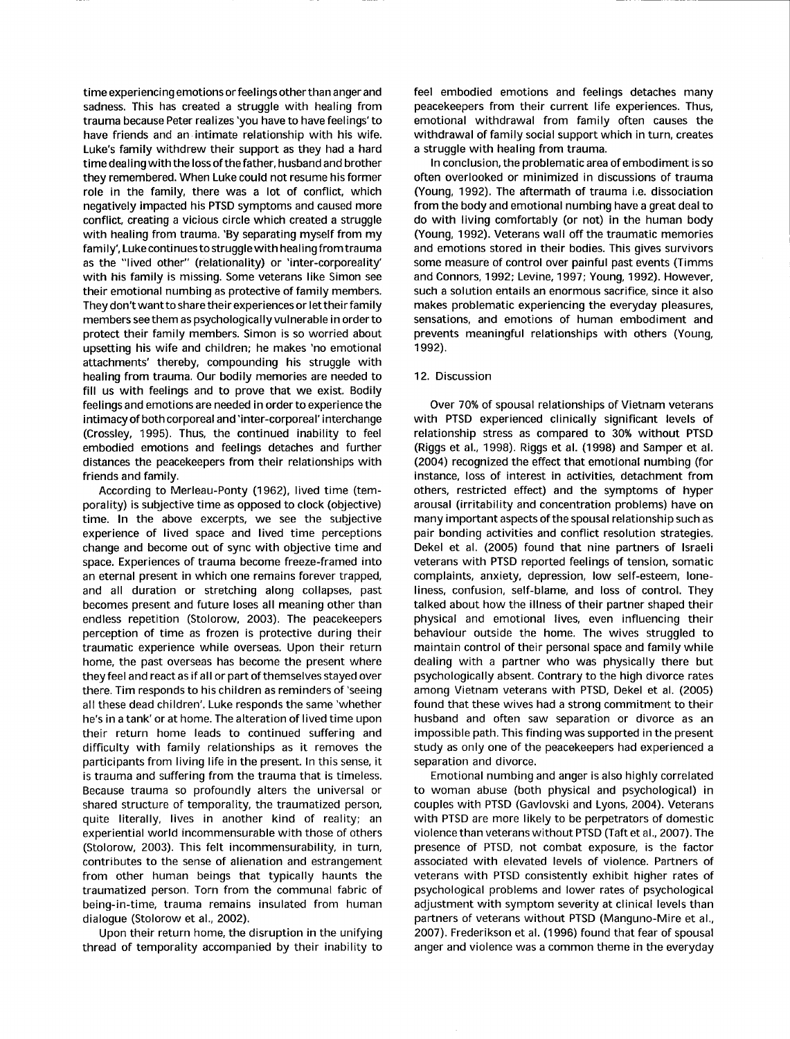time experiencing emotions or feelings other than anger and sadness. This has created a struggle with healing from trauma because Peter realizes 'you have to have feelings' to have friends and an intimate relationship with his wife. Luke's family withdrew their support as they had a hard time dealing with the loss of the father, husband and brother they remembered. When Luke could not resume his former role in the family, there was a lot of conflict, which negatively impacted his PTSD symptoms and caused more conflict, creating a vicious circle which created a struggle with healing from trauma. 'By separating myself from my family', Luke continues to struggle with healing from trauma as the "lived other" (relationality) or 'inter-corporeality' with his family is missing. Some veterans like Simon see their emotional numbing as protective of family members. They don't want to share their experiences or let their family members see them as psychologically vulnerable in order to protect their family members. Simon is so worried about upsetting his wife and children; he makes 'no emotional attachments' thereby, compounding his struggle with healing from trauma. Our bodily memories are needed to fill us with feelings and to prove that we exist. Bodily feelings and emotions are needed in order to experience the intimacy of both corporeal and 'inter-corporeal' interchange (Crossley, 1995). Thus, the continued inability to feel embodied emotions and feelings detaches and further distances the peacekeepers from their relationships with friends and family.

According to Merleau-Ponty (1962), lived time (temporality) is subjective time as opposed to clock (objective) time. In the above excerpts, we see the subjective experience of lived space and lived time perceptions change and become out of sync with objective time and space. Experiences of trauma become freeze-framed into an eternal present in which one remains forever trapped, and all duration or stretching along collapses, past becomes present and future loses all meaning other than endless repetition (Stolorow, 2003). The peacekeepers perception of time as frozen is protective during their traumatic experience while overseas. Upon their return home, the past overseas has become the present where they feel and react as if all or part of themselves stayed over there. Tim responds to his children as reminders of 'seeing all these dead children'. Luke responds the same 'whether he's in a tank' or at home. The alteration of lived time upon their return home leads to continued suffering and difficulty with family relationships as it removes the participants from living life in the present. In this sense, it is trauma and suffering from the trauma that is timeless. Because trauma so profoundly alters the universal or shared structure of temporality, the traumatized person, quite literally, lives in another kind of reality; an experiential world incommensurable with those of others (Stolorow, 2003). This felt incommensurability, in turn, contributes to the sense of alienation and estrangement from other human beings that typically haunts the traumatized person. Torn from the communal fabric of being-in-time, trauma remains insulated from human dialogue (Stolorow et al., 2002).

Upon their return home, the disruption in the unifying thread of temporality accompanied by their inability to feel embodied emotions and feelings detaches many peacekeepers from their current life experiences. Thus, emotional withdrawal from family often causes the withdrawal of family social support which in turn, creates a struggle with healing from trauma.

In conclusion, the problematic area of embodiment is so often overlooked or minimized in discussions of trauma (Young, 1992). The aftermath of trauma i.e. dissociation from the body and emotional numbing have a great deal to do with living comfortably (or not) in the human body (Young, 1992). Veterans wall off the traumatic memories and emotions stored in their bodies. This gives survivors some measure of control over painful past events (Timms and Connors, 1992; Levine, 1997; Young, 1992). However, such a solution entails an enormous sacrifice, since it also makes problematic experiencing the everyday pleasures, sensations, and emotions of human embodiment and prevents meaningful relationships with others (Young, 1992).

## 12. Discussion

Over 70% of spousal relationships of Vietnam veterans with PTSD experienced clinically significant levels of relationship stress as compared to 30% without PTSD (Riggs et al., 1998). Riggs et al. (1998) and Samper et al. (2004) recognized the effect that emotional numbing (for instance, loss of interest in activities, detachment from others, restricted effect) and the symptoms of hyper arousal (irritability and concentration problems) have on many important aspects of the spousal relationship such as pair bonding activities and conflict resolution strategies. Dekel et al. (2005) found that nine partners of Israeli veterans with PTSD reported feelings of tension, somatic complaints, anxiety, depression, low self-esteem, loneliness, confusion, self-blame, and loss of control. They talked about how the illness of their partner shaped their physical and emotional lives, even influencing their behaviour outside the home. The wives struggled to maintain control of their personal space and family while dealing with a partner who was physically there but psychologically absent. Contrary to the high divorce rates among Vietnam veterans with PTSD, Dekel et al. (2005) found that these wives had a strong commitment to their husband and often saw separation or divorce as an impossible path. This finding was supported in the present study as only one of the peacekeepers had experienced a separation and divorce.

Emotional numbing and anger is also highly correlated to woman abuse (both physical and psychological) in couples with PTSD (Gavlovski and Lyons, 2004). Veterans with PTSD are more likely to be perpetrators of domestic violence than veterans without PTSD (Taft et al., 2007). The presence of PTSD, not combat exposure, is the factor associated with elevated levels of violence. Partners of veterans with PTSD consistently exhibit higher rates of psychological problems and lower rates of psychological adjustment with symptom severity at clinical levels than partners of veterans without PTSD (Manguno-Mire et al., 2007). Frederikson et al. (1996) found that fear of spousal anger and violence was a common theme in the everyday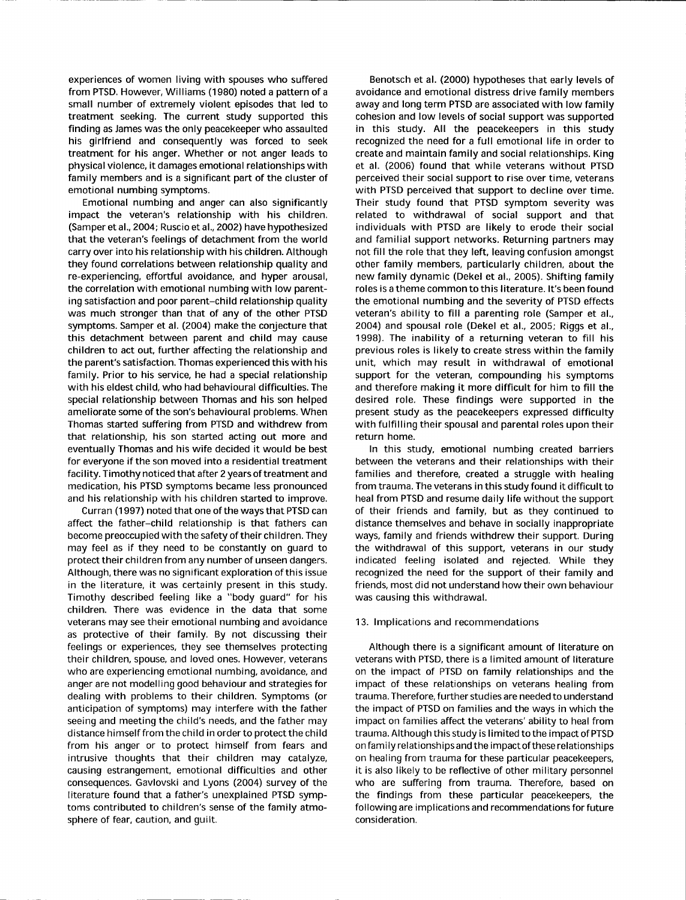experiences of women living with spouses who suffered from PTSD. However, Williams (1980) noted a pattern of a small number of extremely violent episodes that led to treatment seeking. The current study supported this finding as James was the only peacekeeper who assaulted his girlfriend and consequently was forced to seek treatment for his anger. Whether or not anger leads to physical violence, it damages emotional relationships with family members and is a significant part of the cluster of emotional numbing symptoms.

Emotional numbing and anger can also significantly impact the veteran's relationship with his children. (Samper et al., 2004; Ruscio et al., 2002) have hypothesized that the veteran's feelings of detachment from the world carry over into his relationship with his children. Although they found correlations between relationship quality and re-experiencing, effortful avoidance, and hyper arousal, the correlation with emotional numbing with low parenting satisfaction and poor parent–child relationship quality was much stronger than that of any of the other PTSD symptoms. Samper et al. (2004) make the conjecture that this detachment between parent and child may cause children to act out, further affecting the relationship and the parent's satisfaction. Thomas experienced this with his family. Prior to his service, he had a special relationship with his eldest child, who had behavioural difficulties. The special relationship between Thomas and his son helped ameliorate some of the son's behavioural problems. When Thomas started suffering from PTSD and withdrew from that relationship, his son started acting out more and eventually Thomas and his wife decided it would be best for everyone if the son moved into a residential treatment facility. Timothy noticed that after 2 years of treatment and medication, his PTSD symptoms became less pronounced and his relationship with his children started to improve.

Curran (1997) noted that one of the ways that PTSD can affect the father–child relationship is that fathers can become preoccupied with the safety of their children. They may feel as if they need to be constantly on guard to protect their children from any number of unseen dangers. Although, there was no significant exploration of this issue in the literature, it was certainly present in this study. Timothy described feeling like a "body guard" for his children. There was evidence in the data that some veterans may see their emotional numbing and avoidance as protective of their family. By not discussing their feelings or experiences, they see themselves protecting their children, spouse, and loved ones. However, veterans who are experiencing emotional numbing, avoidance, and anger are not modelling good behaviour and strategies for dealing with problems to their children. Symptoms (or anticipation of symptoms) may interfere with the father seeing and meeting the child's needs, and the father may distance himself from the child in order to protect the child from his anger or to protect himself from fears and intrusive thoughts that their children may catalyze, causing estrangement, emotional difficulties and other consequences. Gavlovski and Lyons (2004) survey of the literature found that a father's unexplained PTSD symptoms contributed to children's sense of the family atmosphere of fear, caution, and guilt.

Benotsch et al. (2000) hypotheses that early levels of avoidance and emotional distress drive family members away and long term PTSD are associated with low family cohesion and low levels of social support was supported in this study. All the peacekeepers in this study recognized the need for a full emotional life in order to create and maintain family and social relationships. King et al. (2006) found that while veterans without PTSD perceived their social support to rise over time, veterans with PTSD perceived that support to decline over time. Their study found that PTSD symptom severity was related to withdrawal of social support and that individuals with PTSD are likely to erode their social and familial support networks. Returning partners may not fill the role that they left, leaving confusion amongst other family members, particularly children, about the new family dynamic (Dekel et al., 2005). Shifting family roles is a theme common to this literature. It's been found the emotional numbing and the severity of PTSD effects veteran's ability to fill a parenting role (Samper et al., 2004) and spousal role (Dekel et al., 2005; Riggs et al., 1998). The inability of a returning veteran to fill his previous roles is likely to create stress within the family unit, which may result in withdrawal of emotional support for the veteran, compounding his symptoms and therefore making it more difficult for him to fill the desired role. These findings were supported in the present study as the peacekeepers expressed difficulty with fulfilling their spousal and parental roles upon their return home.

In this study, emotional numbing created barriers between the veterans and their relationships with their families and therefore, created a struggle with healing from trauma. The veterans in this study found it difficult to heal from PTSD and resume daily life without the support of their friends and family, but as they continued to distance themselves and behave in socially inappropriate ways, family and friends withdrew their support. During the withdrawal of this support, veterans in our study indicated feeling isolated and rejected. While they recognized the need for the support of their family and friends, most did not understand how their own behaviour was causing this withdrawal.

## 13. Implications and recommendations

Although there is a significant amount of literature on veterans with PTSD, there is a limited amount of literature on the impact of PTSD on family relationships and the impact of these relationships on veterans healing from trauma. Therefore, further studies are needed to understand the impact of PTSD on families and the ways in which the impact on families affect the veterans' ability to heal from trauma. Although this study is limited to the impact of PTSD on family relationships and the impact of these relationships on healing from trauma for these particular peacekeepers, it is also likely to be reflective of other military personnel who are suffering from trauma. Therefore, based on the findings from these particular peacekeepers, the following are implications and recommendations for future consideration.